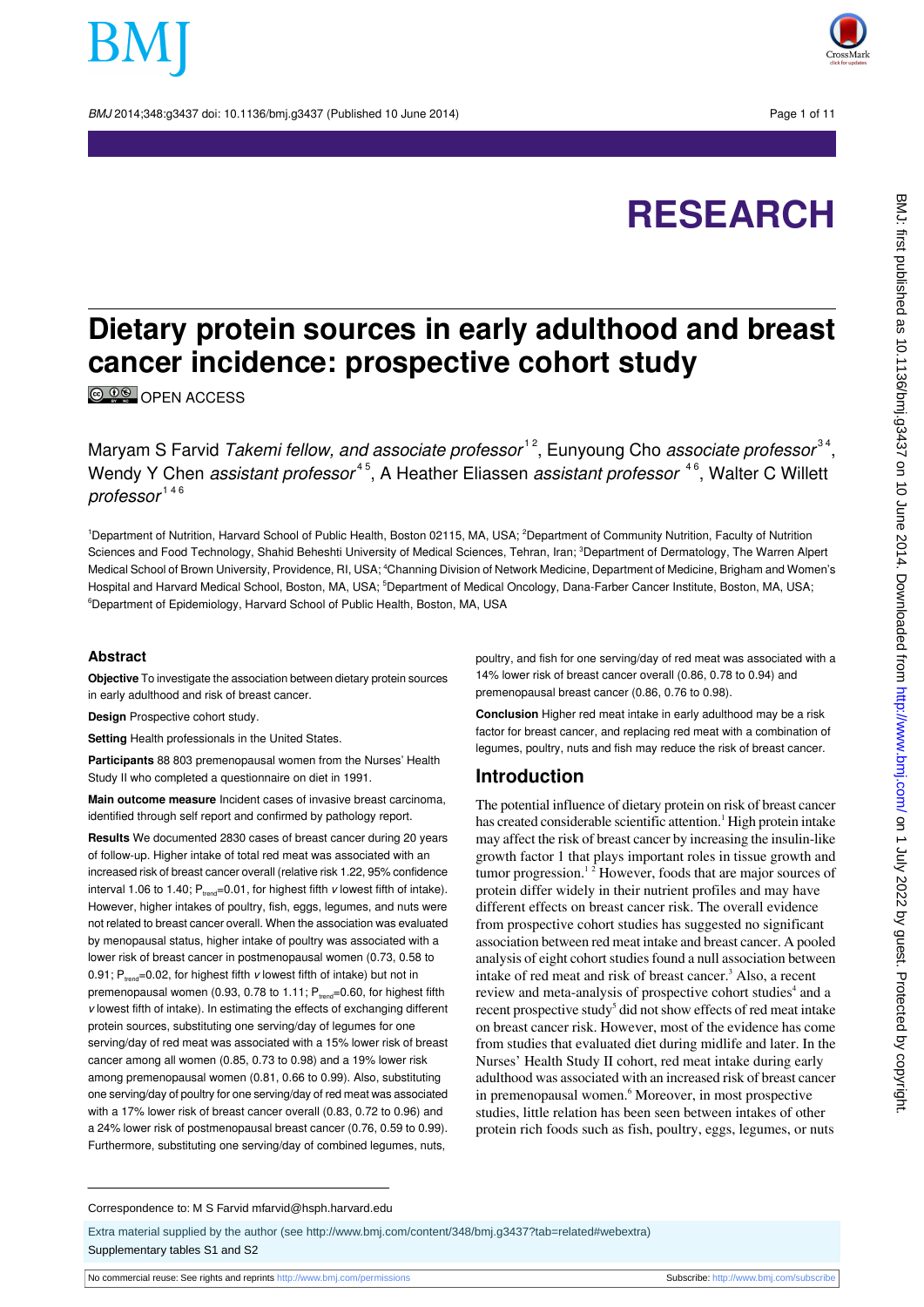# Dietary protein sources in early adulthood and breast cancer incidence: prospective cohort study

OPEN ACCESS

Maryam S Farvid *Takemi fellow, and associate professor*[1,2], Eunyoung Cho *associate professor*[3,4], Wendy Y Chen *assistant professor*[4,5], A Heather Eliassen *assistant professor*[4,6], Walter C Willett *professor*[1,4,6]

[1]Department of Nutrition, Harvard School of Public Health, Boston 02115, MA, USA; [2]Department of Community Nutrition, Faculty of Nutrition Sciences and Food Technology, Shahid Beheshti University of Medical Sciences, Tehran, Iran; [3]Department of Dermatology, The Warren Alpert Medical School of Brown University, Providence, RI, USA; [4]Channing Division of Network Medicine, Department of Medicine, Brigham and Women's Hospital and Harvard Medical School, Boston, MA, USA; [5]Department of Medical Oncology, Dana-Farber Cancer Institute, Boston, MA, USA; [6]Department of Epidemiology, Harvard School of Public Health, Boston, MA, USA

## Abstract

**Objective** To investigate the association between dietary protein sources in early adulthood and risk of breast cancer.

**Design** Prospective cohort study.

**Setting** Health professionals in the United States.

**Participants** 88 803 premenopausal women from the Nurses' Health Study II who completed a questionnaire on diet in 1991.

**Main outcome measure** Incident cases of invasive breast carcinoma, identified through self report and confirmed by pathology report.

**Results** We documented 2830 cases of breast cancer during 20 years of follow-up. Higher intake of total red meat was associated with an increased risk of breast cancer overall (relative risk 1.22, 95% confidence interval 1.06 to 1.40; $P_{trend}$=0.01, for highest fifth *v* lowest fifth of intake). However, higher intakes of poultry, fish, eggs, legumes, and nuts were not related to breast cancer overall. When the association was evaluated by menopausal status, higher intake of poultry was associated with a lower risk of breast cancer in postmenopausal women (0.73, 0.58 to 0.91; $P_{trend}$=0.02, for highest fifth *v* lowest fifth of intake) but not in premenopausal women (0.93, 0.78 to 1.11; $P_{trend}$=0.60, for highest fifth *v* lowest fifth of intake). In estimating the effects of exchanging different protein sources, substituting one serving/day of legumes for one serving/day of red meat was associated with a 15% lower risk of breast cancer among all women (0.85, 0.73 to 0.98) and a 19% lower risk among premenopausal women (0.81, 0.66 to 0.99). Also, substituting one serving/day of poultry for one serving/day of red meat was associated with a 17% lower risk of breast cancer overall (0.83, 0.72 to 0.96) and a 24% lower risk of postmenopausal breast cancer (0.76, 0.59 to 0.99). Furthermore, substituting one serving/day of combined legumes, nuts, poultry, and fish for one serving/day of red meat was associated with a 14% lower risk of breast cancer overall (0.86, 0.78 to 0.94) and premenopausal breast cancer (0.86, 0.76 to 0.98).

**Conclusion** Higher red meat intake in early adulthood may be a risk factor for breast cancer, and replacing red meat with a combination of legumes, poultry, nuts and fish may reduce the risk of breast cancer.

## Introduction

The potential influence of dietary protein on risk of breast cancer has created considerable scientific attention.[1] High protein intake may affect the risk of breast cancer by increasing the insulin-like growth factor 1 that plays important roles in tissue growth and tumor progression.[1,2] However, foods that are major sources of protein differ widely in their nutrient profiles and may have different effects on breast cancer risk. The overall evidence from prospective cohort studies has suggested no significant association between red meat intake and breast cancer. A pooled analysis of eight cohort studies found a null association between intake of red meat and risk of breast cancer.[3] Also, a recent review and meta-analysis of prospective cohort studies[4] and a recent prospective study[5] did not show effects of red meat intake on breast cancer risk. However, most of the evidence has come from studies that evaluated diet during midlife and later. In the Nurses' Health Study II cohort, red meat intake during early adulthood was associated with an increased risk of breast cancer in premenopausal women.[6] Moreover, in most prospective studies, little relation has been seen between intakes of other protein rich foods such as fish, poultry, eggs, legumes, or nuts

Correspondence to: M S Farvid mfarvid@hsph.harvard.edu

Extra material supplied by the author (see http://www.bmj.com/content/348/bmj.g3437?tab=related#webextra)

Supplementary tables S1 and S2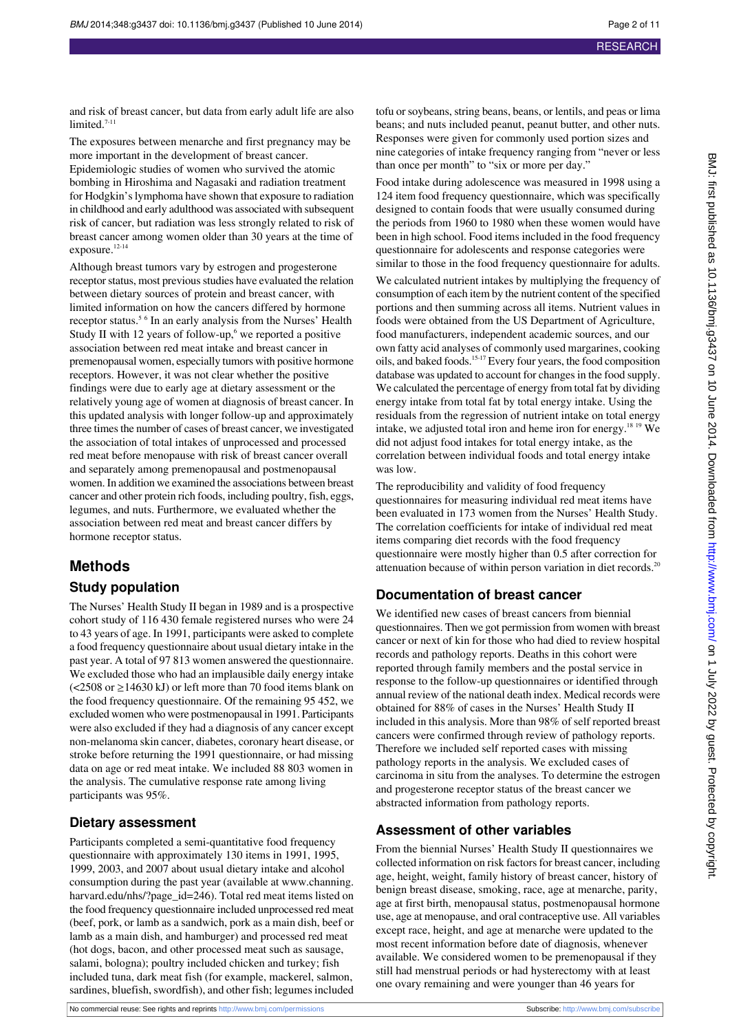and risk of breast cancer, but data from early adult life are also limited.[7-11]

The exposures between menarche and first pregnancy may be more important in the development of breast cancer. Epidemiologic studies of women who survived the atomic bombing in Hiroshima and Nagasaki and radiation treatment for Hodgkin's lymphoma have shown that exposure to radiation in childhood and early adulthood was associated with subsequent risk of cancer, but radiation was less strongly related to risk of breast cancer among women older than 30 years at the time of exposure.[12-14]

Although breast tumors vary by estrogen and progesterone receptor status, most previous studies have evaluated the relation between dietary sources of protein and breast cancer, with limited information on how the cancers differed by hormone receptor status.[5 6] In an early analysis from the Nurses' Health Study II with 12 years of follow-up,[6] we reported a positive association between red meat intake and breast cancer in premenopausal women, especially tumors with positive hormone receptors. However, it was not clear whether the positive findings were due to early age at dietary assessment or the relatively young age of women at diagnosis of breast cancer. In this updated analysis with longer follow-up and approximately three times the number of cases of breast cancer, we investigated the association of total intakes of unprocessed and processed red meat before menopause with risk of breast cancer overall and separately among premenopausal and postmenopausal women. In addition we examined the associations between breast cancer and other protein rich foods, including poultry, fish, eggs, legumes, and nuts. Furthermore, we evaluated whether the association between red meat and breast cancer differs by hormone receptor status.

## Methods

### Study population

The Nurses' Health Study II began in 1989 and is a prospective cohort study of 116 430 female registered nurses who were 24 to 43 years of age. In 1991, participants were asked to complete a food frequency questionnaire about usual dietary intake in the past year. A total of 97 813 women answered the questionnaire. We excluded those who had an implausible daily energy intake (<2508 or ≥14630 kJ) or left more than 70 food items blank on the food frequency questionnaire. Of the remaining 95 452, we excluded women who were postmenopausal in 1991. Participants were also excluded if they had a diagnosis of any cancer except non-melanoma skin cancer, diabetes, coronary heart disease, or stroke before returning the 1991 questionnaire, or had missing data on age or red meat intake. We included 88 803 women in the analysis. The cumulative response rate among living participants was 95%.

### Dietary assessment

Participants completed a semi-quantitative food frequency questionnaire with approximately 130 items in 1991, 1995, 1999, 2003, and 2007 about usual dietary intake and alcohol consumption during the past year (available at www.channing.harvard.edu/nhs/?page_id=246). Total red meat items listed on the food frequency questionnaire included unprocessed red meat (beef, pork, or lamb as a sandwich, pork as a main dish, beef or lamb as a main dish, and hamburger) and processed red meat (hot dogs, bacon, and other processed meat such as sausage, salami, bologna); poultry included chicken and turkey; fish included tuna, dark meat fish (for example, mackerel, salmon, sardines, bluefish, swordfish), and other fish; legumes included tofu or soybeans, string beans, beans, or lentils, and peas or lima beans; and nuts included peanut, peanut butter, and other nuts. Responses were given for commonly used portion sizes and nine categories of intake frequency ranging from "never or less than once per month" to "six or more per day."

Food intake during adolescence was measured in 1998 using a 124 item food frequency questionnaire, which was specifically designed to contain foods that were usually consumed during the periods from 1960 to 1980 when these women would have been in high school. Food items included in the food frequency questionnaire for adolescents and response categories were similar to those in the food frequency questionnaire for adults.

We calculated nutrient intakes by multiplying the frequency of consumption of each item by the nutrient content of the specified portions and then summing across all items. Nutrient values in foods were obtained from the US Department of Agriculture, food manufacturers, independent academic sources, and our own fatty acid analyses of commonly used margarines, cooking oils, and baked foods.[15-17] Every four years, the food composition database was updated to account for changes in the food supply. We calculated the percentage of energy from total fat by dividing energy intake from total fat by total energy intake. Using the residuals from the regression of nutrient intake on total energy intake, we adjusted total iron and heme iron for energy.[18 19] We did not adjust food intakes for total energy intake, as the correlation between individual foods and total energy intake was low.

The reproducibility and validity of food frequency questionnaires for measuring individual red meat items have been evaluated in 173 women from the Nurses' Health Study. The correlation coefficients for intake of individual red meat items comparing diet records with the food frequency questionnaire were mostly higher than 0.5 after correction for attenuation because of within person variation in diet records.[20]

### Documentation of breast cancer

We identified new cases of breast cancers from biennial questionnaires. Then we got permission from women with breast cancer or next of kin for those who had died to review hospital records and pathology reports. Deaths in this cohort were reported through family members and the postal service in response to the follow-up questionnaires or identified through annual review of the national death index. Medical records were obtained for 88% of cases in the Nurses' Health Study II included in this analysis. More than 98% of self reported breast cancers were confirmed through review of pathology reports. Therefore we included self reported cases with missing pathology reports in the analysis. We excluded cases of carcinoma in situ from the analyses. To determine the estrogen and progesterone receptor status of the breast cancer we abstracted information from pathology reports.

### Assessment of other variables

From the biennial Nurses' Health Study II questionnaires we collected information on risk factors for breast cancer, including age, height, weight, family history of breast cancer, history of benign breast disease, smoking, race, age at menarche, parity, age at first birth, menopausal status, postmenopausal hormone use, age at menopause, and oral contraceptive use. All variables except race, height, and age at menarche were updated to the most recent information before date of diagnosis, whenever available. We considered women to be premenopausal if they still had menstrual periods or had hysterectomy with at least one ovary remaining and were younger than 46 years for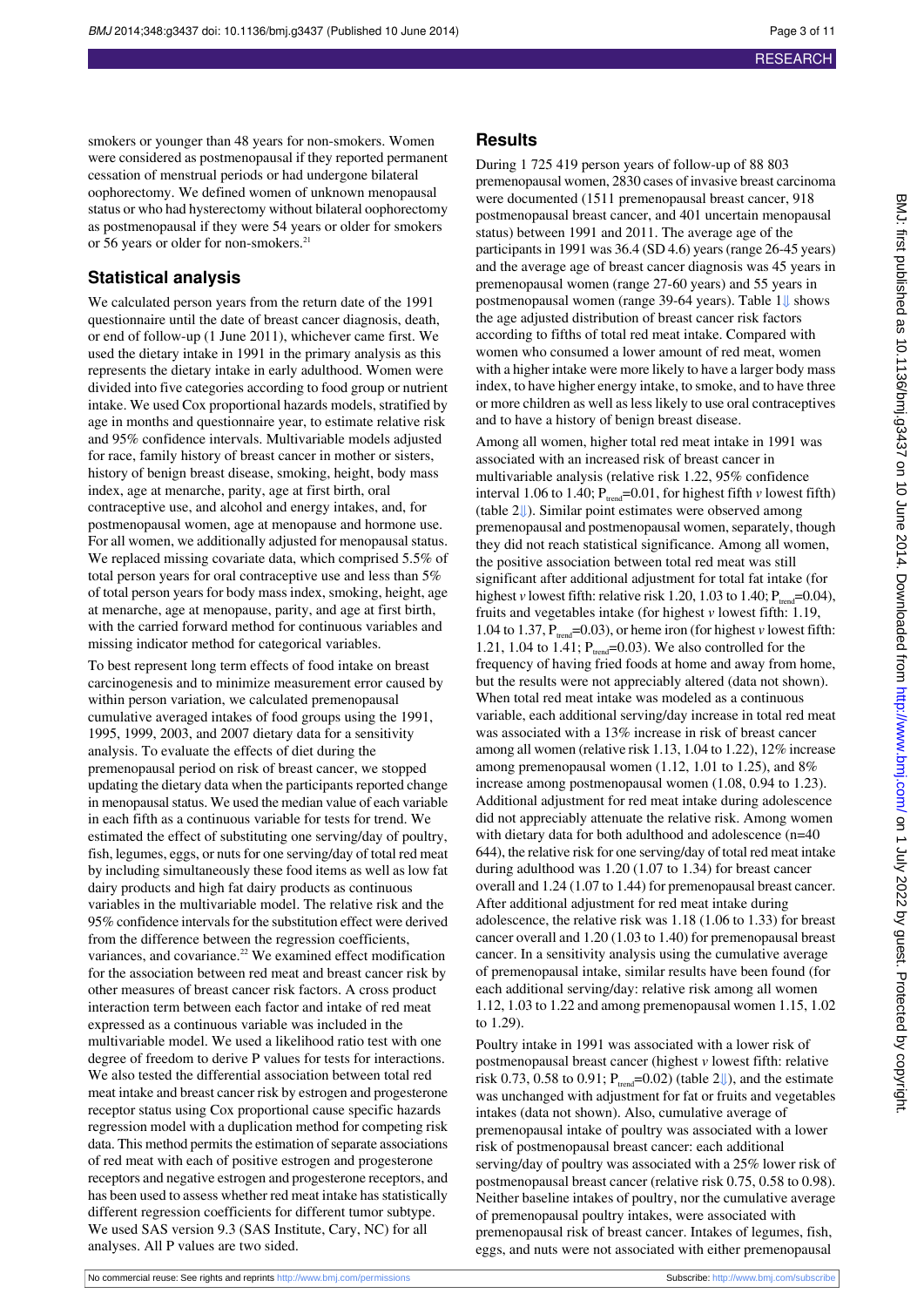smokers or younger than 48 years for non-smokers. Women were considered as postmenopausal if they reported permanent cessation of menstrual periods or had undergone bilateral oophorectomy. We defined women of unknown menopausal status or who had hysterectomy without bilateral oophorectomy as postmenopausal if they were 54 years or older for smokers or 56 years or older for non-smokers.[21]

## Statistical analysis

We calculated person years from the return date of the 1991 questionnaire until the date of breast cancer diagnosis, death, or end of follow-up (1 June 2011), whichever came first. We used the dietary intake in 1991 in the primary analysis as this represents the dietary intake in early adulthood. Women were divided into five categories according to food group or nutrient intake. We used Cox proportional hazards models, stratified by age in months and questionnaire year, to estimate relative risk and 95% confidence intervals. Multivariable models adjusted for race, family history of breast cancer in mother or sisters, history of benign breast disease, smoking, height, body mass index, age at menarche, parity, age at first birth, oral contraceptive use, and alcohol and energy intakes, and, for postmenopausal women, age at menopause and hormone use. For all women, we additionally adjusted for menopausal status. We replaced missing covariate data, which comprised 5.5% of total person years for oral contraceptive use and less than 5% of total person years for body mass index, smoking, height, age at menarche, age at menopause, parity, and age at first birth, with the carried forward method for continuous variables and missing indicator method for categorical variables.

To best represent long term effects of food intake on breast carcinogenesis and to minimize measurement error caused by within person variation, we calculated premenopausal cumulative averaged intakes of food groups using the 1991, 1995, 1999, 2003, and 2007 dietary data for a sensitivity analysis. To evaluate the effects of diet during the premenopausal period on risk of breast cancer, we stopped updating the dietary data when the participants reported change in menopausal status. We used the median value of each variable in each fifth as a continuous variable for tests for trend. We estimated the effect of substituting one serving/day of poultry, fish, legumes, eggs, or nuts for one serving/day of total red meat by including simultaneously these food items as well as low fat dairy products and high fat dairy products as continuous variables in the multivariable model. The relative risk and the 95% confidence intervals for the substitution effect were derived from the difference between the regression coefficients, variances, and covariance.[22] We examined effect modification for the association between red meat and breast cancer risk by other measures of breast cancer risk factors. A cross product interaction term between each factor and intake of red meat expressed as a continuous variable was included in the multivariable model. We used a likelihood ratio test with one degree of freedom to derive P values for tests for interactions. We also tested the differential association between total red meat intake and breast cancer risk by estrogen and progesterone receptor status using Cox proportional cause specific hazards regression model with a duplication method for competing risk data. This method permits the estimation of separate associations of red meat with each of positive estrogen and progesterone receptors and negative estrogen and progesterone receptors, and has been used to assess whether red meat intake has statistically different regression coefficients for different tumor subtype. We used SAS version 9.3 (SAS Institute, Cary, NC) for all analyses. All P values are two sided.

## Results

During 1 725 419 person years of follow-up of 88 803 premenopausal women, 2830 cases of invasive breast carcinoma were documented (1511 premenopausal breast cancer, 918 postmenopausal breast cancer, and 401 uncertain menopausal status) between 1991 and 2011. The average age of the participants in 1991 was 36.4 (SD 4.6) years (range 26-45 years) and the average age of breast cancer diagnosis was 45 years in premenopausal women (range 27-60 years) and 55 years in postmenopausal women (range 39-64 years). Table 1 shows the age adjusted distribution of breast cancer risk factors according to fifths of total red meat intake. Compared with women who consumed a lower amount of red meat, women with a higher intake were more likely to have a larger body mass index, to have higher energy intake, to smoke, and to have three or more children as well as less likely to use oral contraceptives and to have a history of benign breast disease.

Among all women, higher total red meat intake in 1991 was associated with an increased risk of breast cancer in multivariable analysis (relative risk 1.22, 95% confidence interval 1.06 to 1.40; $P_{trend}$=0.01, for highest fifth *v* lowest fifth) (table 2). Similar point estimates were observed among premenopausal and postmenopausal women, separately, though they did not reach statistical significance. Among all women, the positive association between total red meat was still significant after additional adjustment for total fat intake (for highest *v* lowest fifth: relative risk 1.20, 1.03 to 1.40; $P_{trend}$=0.04), fruits and vegetables intake (for highest *v* lowest fifth: 1.19, 1.04 to 1.37, $P_{trend}$=0.03), or heme iron (for highest *v* lowest fifth: 1.21, 1.04 to 1.41; $P_{trend}$=0.03). We also controlled for the frequency of having fried foods at home and away from home, but the results were not appreciably altered (data not shown). When total red meat intake was modeled as a continuous variable, each additional serving/day increase in total red meat was associated with a 13% increase in risk of breast cancer among all women (relative risk 1.13, 1.04 to 1.22), 12% increase among premenopausal women (1.12, 1.01 to 1.25), and 8% increase among postmenopausal women (1.08, 0.94 to 1.23). Additional adjustment for red meat intake during adolescence did not appreciably attenuate the relative risk. Among women with dietary data for both adulthood and adolescence (n=40 644), the relative risk for one serving/day of total red meat intake during adulthood was 1.20 (1.07 to 1.34) for breast cancer overall and 1.24 (1.07 to 1.44) for premenopausal breast cancer. After additional adjustment for red meat intake during adolescence, the relative risk was 1.18 (1.06 to 1.33) for breast cancer overall and 1.20 (1.03 to 1.40) for premenopausal breast cancer. In a sensitivity analysis using the cumulative average of premenopausal intake, similar results have been found (for each additional serving/day: relative risk among all women 1.12, 1.03 to 1.22 and among premenopausal women 1.15, 1.02 to 1.29).

Poultry intake in 1991 was associated with a lower risk of postmenopausal breast cancer (highest *v* lowest fifth: relative risk 0.73, 0.58 to 0.91; $P_{trend}$=0.02) (table 2), and the estimate was unchanged with adjustment for fat or fruits and vegetables intakes (data not shown). Also, cumulative average of premenopausal intake of poultry was associated with a lower risk of postmenopausal breast cancer: each additional serving/day of poultry was associated with a 25% lower risk of postmenopausal breast cancer (relative risk 0.75, 0.58 to 0.98). Neither baseline intakes of poultry, nor the cumulative average of premenopausal poultry intakes, were associated with premenopausal risk of breast cancer. Intakes of legumes, fish, eggs, and nuts were not associated with either premenopausal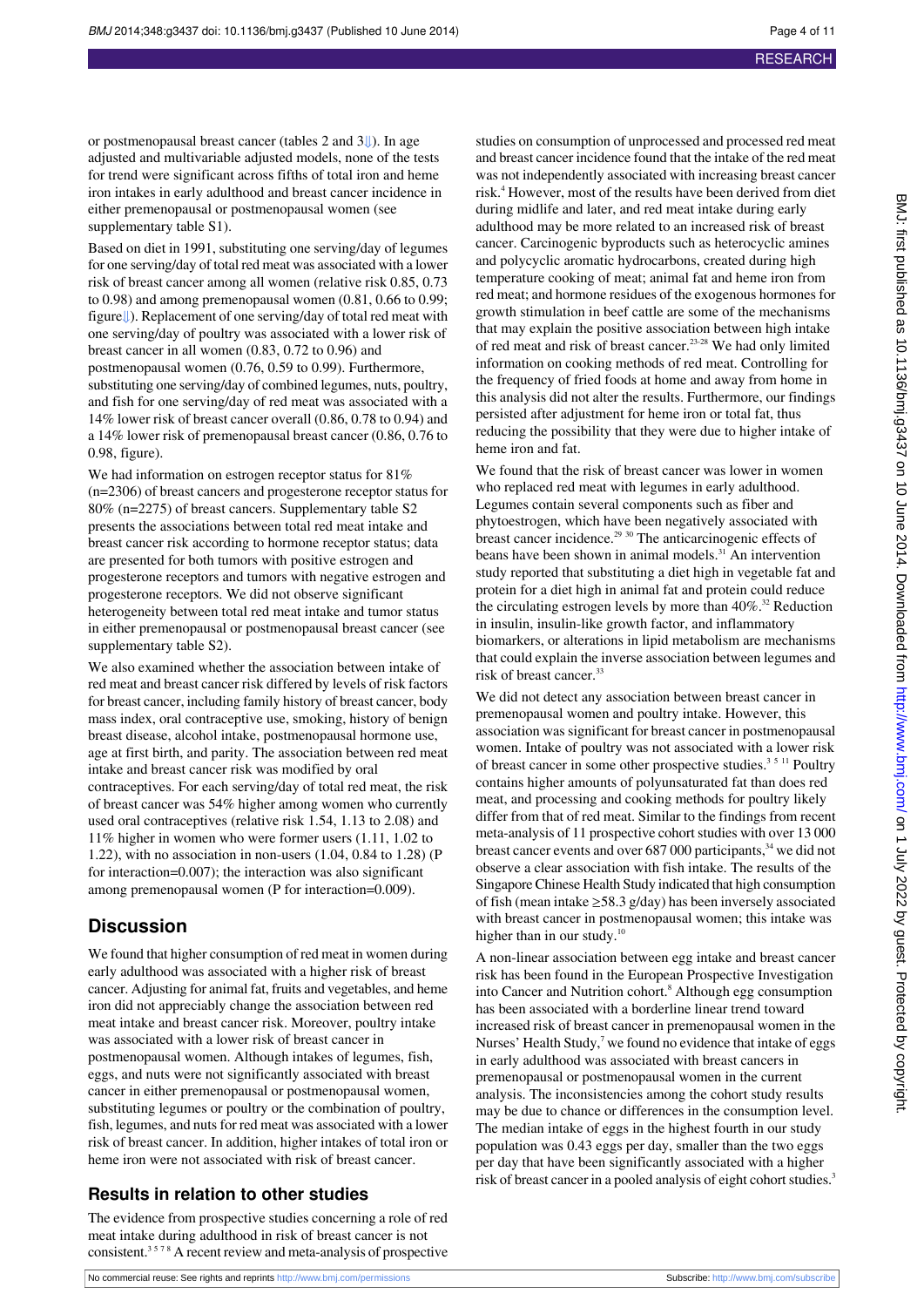or postmenopausal breast cancer (tables 2 and 3⇓). In age adjusted and multivariable adjusted models, none of the tests for trend were significant across fifths of total iron and heme iron intakes in early adulthood and breast cancer incidence in either premenopausal or postmenopausal women (see supplementary table S1).

Based on diet in 1991, substituting one serving/day of legumes for one serving/day of total red meat was associated with a lower risk of breast cancer among all women (relative risk 0.85, 0.73 to 0.98) and among premenopausal women (0.81, 0.66 to 0.99; figure⇓). Replacement of one serving/day of total red meat with one serving/day of poultry was associated with a lower risk of breast cancer in all women (0.83, 0.72 to 0.96) and postmenopausal women (0.76, 0.59 to 0.99). Furthermore, substituting one serving/day of combined legumes, nuts, poultry, and fish for one serving/day of red meat was associated with a 14% lower risk of breast cancer overall (0.86, 0.78 to 0.94) and a 14% lower risk of premenopausal breast cancer (0.86, 0.76 to 0.98, figure).

We had information on estrogen receptor status for 81% (n=2306) of breast cancers and progesterone receptor status for 80% (n=2275) of breast cancers. Supplementary table S2 presents the associations between total red meat intake and breast cancer risk according to hormone receptor status; data are presented for both tumors with positive estrogen and progesterone receptors and tumors with negative estrogen and progesterone receptors. We did not observe significant heterogeneity between total red meat intake and tumor status in either premenopausal or postmenopausal breast cancer (see supplementary table S2).

We also examined whether the association between intake of red meat and breast cancer risk differed by levels of risk factors for breast cancer, including family history of breast cancer, body mass index, oral contraceptive use, smoking, history of benign breast disease, alcohol intake, postmenopausal hormone use, age at first birth, and parity. The association between red meat intake and breast cancer risk was modified by oral contraceptives. For each serving/day of total red meat, the risk of breast cancer was 54% higher among women who currently used oral contraceptives (relative risk 1.54, 1.13 to 2.08) and 11% higher in women who were former users (1.11, 1.02 to 1.22), with no association in non-users (1.04, 0.84 to 1.28) (P for interaction=0.007); the interaction was also significant among premenopausal women (P for interaction=0.009).

## Discussion

We found that higher consumption of red meat in women during early adulthood was associated with a higher risk of breast cancer. Adjusting for animal fat, fruits and vegetables, and heme iron did not appreciably change the association between red meat intake and breast cancer risk. Moreover, poultry intake was associated with a lower risk of breast cancer in postmenopausal women. Although intakes of legumes, fish, eggs, and nuts were not significantly associated with breast cancer in either premenopausal or postmenopausal women, substituting legumes or poultry or the combination of poultry, fish, legumes, and nuts for red meat was associated with a lower risk of breast cancer. In addition, higher intakes of total iron or heme iron were not associated with risk of breast cancer.

### Results in relation to other studies

The evidence from prospective studies concerning a role of red meat intake during adulthood in risk of breast cancer is not consistent.[3 5 7 8] A recent review and meta-analysis of prospective studies on consumption of unprocessed and processed red meat and breast cancer incidence found that the intake of the red meat was not independently associated with increasing breast cancer risk.[4] However, most of the results have been derived from diet during midlife and later, and red meat intake during early adulthood may be more related to an increased risk of breast cancer. Carcinogenic byproducts such as heterocyclic amines and polycyclic aromatic hydrocarbons, created during high temperature cooking of meat; animal fat and heme iron from red meat; and hormone residues of the exogenous hormones for growth stimulation in beef cattle are some of the mechanisms that may explain the positive association between high intake of red meat and risk of breast cancer.[23-28] We had only limited information on cooking methods of red meat. Controlling for the frequency of fried foods at home and away from home in this analysis did not alter the results. Furthermore, our findings persisted after adjustment for heme iron or total fat, thus reducing the possibility that they were due to higher intake of heme iron and fat.

We found that the risk of breast cancer was lower in women who replaced red meat with legumes in early adulthood. Legumes contain several components such as fiber and phytoestrogen, which have been negatively associated with breast cancer incidence.[29 30] The anticarcinogenic effects of beans have been shown in animal models.[31] An intervention study reported that substituting a diet high in vegetable fat and protein for a diet high in animal fat and protein could reduce the circulating estrogen levels by more than 40%.[32] Reduction in insulin, insulin-like growth factor, and inflammatory biomarkers, or alterations in lipid metabolism are mechanisms that could explain the inverse association between legumes and risk of breast cancer.[33]

We did not detect any association between breast cancer in premenopausal women and poultry intake. However, this association was significant for breast cancer in postmenopausal women. Intake of poultry was not associated with a lower risk of breast cancer in some other prospective studies.[3 5 11] Poultry contains higher amounts of polyunsaturated fat than does red meat, and processing and cooking methods for poultry likely differ from that of red meat. Similar to the findings from recent meta-analysis of 11 prospective cohort studies with over 13 000 breast cancer events and over 687 000 participants,[34] we did not observe a clear association with fish intake. The results of the Singapore Chinese Health Study indicated that high consumption of fish (mean intake ≥58.3 g/day) has been inversely associated with breast cancer in postmenopausal women; this intake was higher than in our study.[10]

A non-linear association between egg intake and breast cancer risk has been found in the European Prospective Investigation into Cancer and Nutrition cohort.[8] Although egg consumption has been associated with a borderline linear trend toward increased risk of breast cancer in premenopausal women in the Nurses' Health Study,[7] we found no evidence that intake of eggs in early adulthood was associated with breast cancers in premenopausal or postmenopausal women in the current analysis. The inconsistencies among the cohort study results may be due to chance or differences in the consumption level. The median intake of eggs in the highest fourth in our study population was 0.43 eggs per day, smaller than the two eggs per day that have been significantly associated with a higher risk of breast cancer in a pooled analysis of eight cohort studies.[3]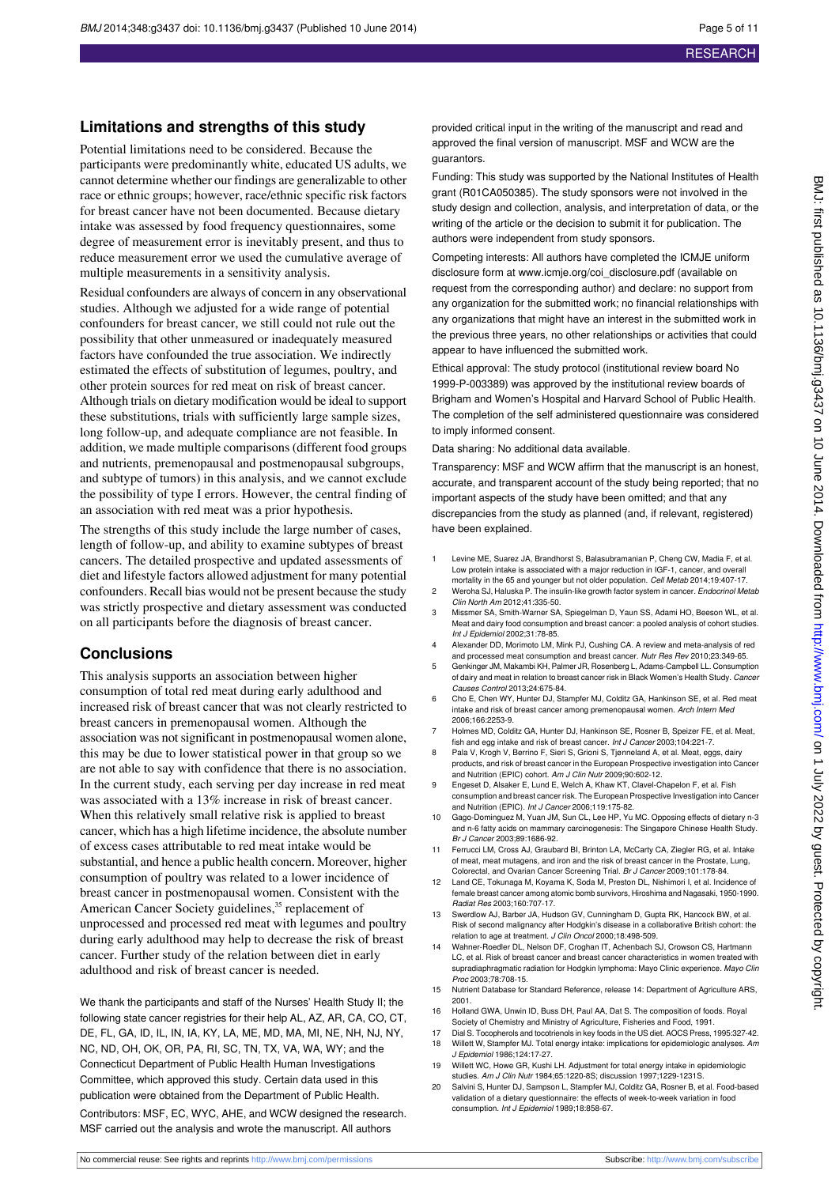## Limitations and strengths of this study

Potential limitations need to be considered. Because the participants were predominantly white, educated US adults, we cannot determine whether our findings are generalizable to other race or ethnic groups; however, race/ethnic specific risk factors for breast cancer have not been documented. Because dietary intake was assessed by food frequency questionnaires, some degree of measurement error is inevitably present, and thus to reduce measurement error we used the cumulative average of multiple measurements in a sensitivity analysis.

Residual confounders are always of concern in any observational studies. Although we adjusted for a wide range of potential confounders for breast cancer, we still could not rule out the possibility that other unmeasured or inadequately measured factors have confounded the true association. We indirectly estimated the effects of substitution of legumes, poultry, and other protein sources for red meat on risk of breast cancer. Although trials on dietary modification would be ideal to support these substitutions, trials with sufficiently large sample sizes, long follow-up, and adequate compliance are not feasible. In addition, we made multiple comparisons (different food groups and nutrients, premenopausal and postmenopausal subgroups, and subtype of tumors) in this analysis, and we cannot exclude the possibility of type I errors. However, the central finding of an association with red meat was a prior hypothesis.

The strengths of this study include the large number of cases, length of follow-up, and ability to examine subtypes of breast cancers. The detailed prospective and updated assessments of diet and lifestyle factors allowed adjustment for many potential confounders. Recall bias would not be present because the study was strictly prospective and dietary assessment was conducted on all participants before the diagnosis of breast cancer.

## Conclusions

This analysis supports an association between higher consumption of total red meat during early adulthood and increased risk of breast cancer that was not clearly restricted to breast cancers in premenopausal women. Although the association was not significant in postmenopausal women alone, this may be due to lower statistical power in that group so we are not able to say with confidence that there is no association. In the current study, each serving per day increase in red meat was associated with a 13% increase in risk of breast cancer. When this relatively small relative risk is applied to breast cancer, which has a high lifetime incidence, the absolute number of excess cases attributable to red meat intake would be substantial, and hence a public health concern. Moreover, higher consumption of poultry was related to a lower incidence of breast cancer in postmenopausal women. Consistent with the American Cancer Society guidelines,[35] replacement of unprocessed and processed red meat with legumes and poultry during early adulthood may help to decrease the risk of breast cancer. Further study of the relation between diet in early adulthood and risk of breast cancer is needed.

We thank the participants and staff of the Nurses' Health Study II; the following state cancer registries for their help AL, AZ, AR, CA, CO, CT, DE, FL, GA, ID, IL, IN, IA, KY, LA, ME, MD, MA, MI, NE, NH, NJ, NY, NC, ND, OH, OK, OR, PA, RI, SC, TN, TX, VA, WA, WY; and the Connecticut Department of Public Health Human Investigations Committee, which approved this study. Certain data used in this publication were obtained from the Department of Public Health.

Contributors: MSF, EC, WYC, AHE, and WCW designed the research. MSF carried out the analysis and wrote the manuscript. All authors provided critical input in the writing of the manuscript and read and approved the final version of manuscript. MSF and WCW are the guarantors.

Funding: This study was supported by the National Institutes of Health grant (R01CA050385). The study sponsors were not involved in the study design and collection, analysis, and interpretation of data, or the writing of the article or the decision to submit it for publication. The authors were independent from study sponsors.

Competing interests: All authors have completed the ICMJE uniform disclosure form at www.icmje.org/coi_disclosure.pdf (available on request from the corresponding author) and declare: no support from any organization for the submitted work; no financial relationships with any organizations that might have an interest in the submitted work in the previous three years, no other relationships or activities that could appear to have influenced the submitted work.

Ethical approval: The study protocol (institutional review board No 1999-P-003389) was approved by the institutional review boards of Brigham and Women's Hospital and Harvard School of Public Health. The completion of the self administered questionnaire was considered to imply informed consent.

Data sharing: No additional data available.

Transparency: MSF and WCW affirm that the manuscript is an honest, accurate, and transparent account of the study being reported; that no important aspects of the study have been omitted; and that any discrepancies from the study as planned (and, if relevant, registered) have been explained.

1. Levine ME, Suarez JA, Brandhorst S, Balasubramanian P, Cheng CW, Madia F, et al. Low protein intake is associated with a major reduction in IGF-1, cancer, and overall mortality in the 65 and younger but not older population. *Cell Metab* 2014;19:407-17.
2. Weroha SJ, Haluska P. The insulin-like growth factor system in cancer. *Endocrinol Metab Clin North Am* 2012;41:335-50.
3. Missmer SA, Smith-Warner SA, Spiegelman D, Yaun SS, Adami HO, Beeson WL, et al. Meat and dairy food consumption and breast cancer: a pooled analysis of cohort studies. *Int J Epidemiol* 2002;31:78-85.
4. Alexander DD, Morimoto LM, Mink PJ, Cushing CA. A review and meta-analysis of red and processed meat consumption and breast cancer. *Nutr Res Rev* 2010;23:349-65.
5. Genkinger JM, Makambi KH, Palmer JR, Rosenberg L, Adams-Campbell LL. Consumption of dairy and meat in relation to breast cancer risk in Black Women's Health Study. *Cancer Causes Control* 2013;24:675-84.
6. Cho E, Chen WY, Hunter DJ, Stampfer MJ, Colditz GA, Hankinson SE, et al. Red meat intake and risk of breast cancer among premenopausal women. *Arch Intern Med* 2006;166:2253-9.
7. Holmes MD, Colditz GA, Hunter DJ, Hankinson SE, Rosner B, Speizer FE, et al. Meat, fish and egg intake and risk of breast cancer. *Int J Cancer* 2003;104:221-7.
8. Pala V, Krogh V, Berrino F, Sieri S, Grioni S, Tjønneland A, et al. Meat, eggs, dairy products, and risk of breast cancer in the European Prospective Investigation into Cancer and Nutrition (EPIC) cohort. *Am J Clin Nutr* 2009;90:602-12.
9. Engeset D, Alsaker E, Lund E, Welch A, Khaw KT, Clavel-Chapelon F, et al. Fish consumption and breast cancer risk. The European Prospective Investigation into Cancer and Nutrition (EPIC). *Int J Cancer* 2006;119:175-82.
10. Gago-Dominguez M, Yuan JM, Sun CL, Lee HP, Yu MC. Opposing effects of dietary n-3 and n-6 fatty acids on mammary carcinogenesis: The Singapore Chinese Health Study. *Br J Cancer* 2003;89:1686-92.
11. Ferrucci LM, Cross AJ, Graubard BI, Brinton LA, McCarty CA, Ziegler RG, et al. Intake of meat, meat mutagens, and iron and the risk of breast cancer in the Prostate, Lung, Colorectal, and Ovarian Cancer Screening Trial. *Br J Cancer* 2009;101:178-84.
12. Land CE, Tokunaga M, Koyama K, Soda M, Preston DL, Nishimori I, et al. Incidence of female breast cancer among atomic bomb survivors, Hiroshima and Nagasaki, 1950-1990. *Radiat Res* 2003;160:707-17.
13. Swerdlow AJ, Barber JA, Hudson GV, Cunningham D, Gupta RK, Hancock BW, et al. Risk of second malignancy after Hodgkin's disease in a collaborative British cohort: the relation to age at treatment. *J Clin Oncol* 2000;18:498-509.
14. Wahner-Roedler DL, Nelson DF, Croghan IT, Achenbach SJ, Crowson CS, Hartmann LC, et al. Risk of breast cancer and breast cancer characteristics in women treated with supradiaphragmatic radiation for Hodgkin lymphoma: Mayo Clinic experience. *Mayo Clin Proc* 2003;78:708-15.
15. Nutrient Database for Standard Reference, release 14: Department of Agriculture ARS, 2001.
16. Holland GWA, Unwin ID, Buss DH, Paul AA, Dat S. The composition of foods. Royal Society of Chemistry and Ministry of Agriculture, Fisheries and Food, 1991.
17. Dial S. Tocopherols and tocotrienols in key foods in the US diet. AOCS Press, 1995:327-42.
18. Willett W, Stampfer MJ. Total energy intake: implications for epidemiologic analyses. *Am J Epidemiol* 1986;124:17-27.
19. Willett WC, Howe GR, Kushi LH. Adjustment for total energy intake in epidemiologic studies. *Am J Clin Nutr* 1984;65:1220-8S; discussion 1997;1229-1231S.
20. Salvini S, Hunter DJ, Sampson L, Stampfer MJ, Colditz GA, Rosner B, et al. Food-based validation of a dietary questionnaire: the effects of week-to-week variation in food consumption. *Int J Epidemiol* 1989;18:858-67.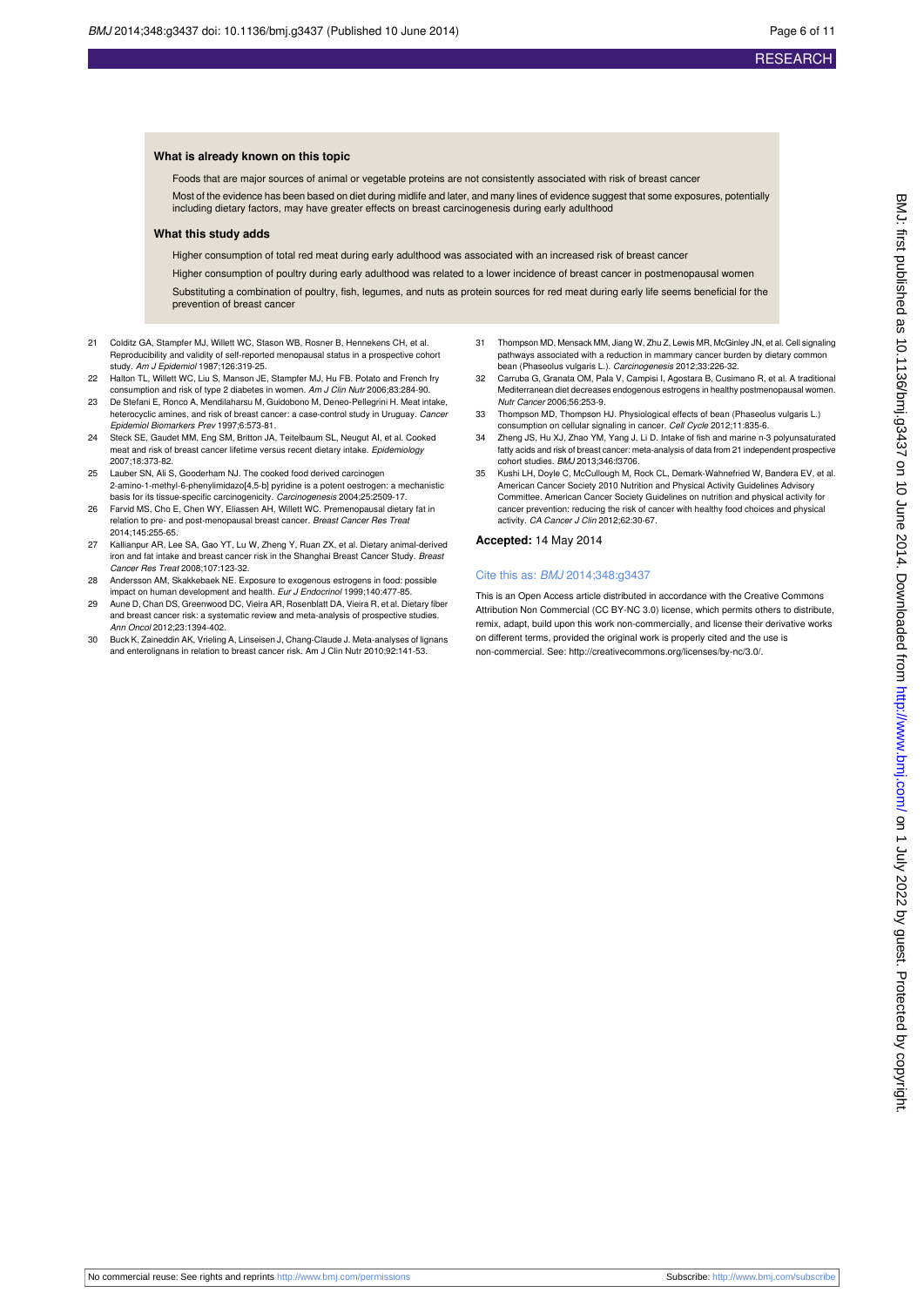### What is already known on this topic

Foods that are major sources of animal or vegetable proteins are not consistently associated with risk of breast cancer

Most of the evidence has been based on diet during midlife and later, and many lines of evidence suggest that some exposures, potentially including dietary factors, may have greater effects on breast carcinogenesis during early adulthood

### What this study adds

Higher consumption of total red meat during early adulthood was associated with an increased risk of breast cancer

Higher consumption of poultry during early adulthood was related to a lower incidence of breast cancer in postmenopausal women

Substituting a combination of poultry, fish, legumes, and nuts as protein sources for red meat during early life seems beneficial for the prevention of breast cancer

21 Colditz GA, Stampfer MJ, Willett WC, Stason WB, Rosner B, Hennekens CH, et al. Reproducibility and validity of self-reported menopausal status in a prospective cohort study. *Am J Epidemiol* 1987;126:319-25.

22 Halton TL, Willett WC, Liu S, Manson JE, Stampfer MJ, Hu FB. Potato and French fry consumption and risk of type 2 diabetes in women. *Am J Clin Nutr* 2006;83:284-90.

23 De Stefani E, Ronco A, Mendilaharsu M, Guidobono M, Deneo-Pellegrini H. Meat intake, heterocyclic amines, and risk of breast cancer: a case-control study in Uruguay. *Cancer Epidemiol Biomarkers Prev* 1997;6:573-81.

24 Steck SE, Gaudet MM, Eng SM, Britton JA, Teitelbaum SL, Neugut AI, et al. Cooked meat and risk of breast cancer lifetime versus recent dietary intake. *Epidemiology* 2007;18:373-82.

25 Lauber SN, Ali S, Gooderham NJ. The cooked food derived carcinogen 2-amino-1-methyl-6-phenylimidazo[4,5-b] pyridine is a potent oestrogen: a mechanistic basis for its tissue-specific carcinogenicity. *Carcinogenesis* 2004;25:2509-17.

26 Farvid MS, Cho E, Chen WY, Eliassen AH, Willett WC. Premenopausal dietary fat in relation to pre- and post-menopausal breast cancer. *Breast Cancer Res Treat* 2014;145:255-65.

27 Kallianpur AR, Lee SA, Gao YT, Lu W, Zheng Y, Ruan ZX, et al. Dietary animal-derived iron and fat intake and breast cancer risk in the Shanghai Breast Cancer Study. *Breast Cancer Res Treat* 2008;107:123-32.

28 Andersson AM, Skakkebaek NE. Exposure to exogenous estrogens in food: possible impact on human development and health. *Eur J Endocrinol* 1999;140:477-85.

29 Aune D, Chan DS, Greenwood DC, Vieira AR, Rosenblatt DA, Vieira R, et al. Dietary fiber and breast cancer risk: a systematic review and meta-analysis of prospective studies. *Ann Oncol* 2012;23:1394-402.

30 Buck K, Zaineddin AK, Vrieling A, Linseisen J, Chang-Claude J. Meta-analyses of lignans and enterolignans in relation to breast cancer risk. Am J Clin Nutr 2010;92:141-53.

31 Thompson MD, Mensack MM, Jiang W, Zhu Z, Lewis MR, McGinley JN, et al. Cell signaling pathways associated with a reduction in mammary cancer burden by dietary common bean (Phaseolus vulgaris L.). *Carcinogenesis* 2012;33:226-32.

32 Carruba G, Granata OM, Pala V, Campisi I, Agostara B, Cusimano R, et al. A traditional Mediterranean diet decreases endogenous estrogens in healthy postmenopausal women. *Nutr Cancer* 2006;56:253-9.

33 Thompson MD, Thompson HJ. Physiological effects of bean (Phaseolus vulgaris L.) consumption on cellular signaling in cancer. *Cell Cycle* 2012;11:835-6.

34 Zheng JS, Hu XJ, Zhao YM, Yang J, Li D. Intake of fish and marine n-3 polyunsaturated fatty acids and risk of breast cancer: meta-analysis of data from 21 independent prospective cohort studies. *BMJ* 2013;346:f3706.

35 Kushi LH, Doyle C, McCullough M, Rock CL, Demark-Wahnefried W, Bandera EV, et al. American Cancer Society 2010 Nutrition and Physical Activity Guidelines Advisory Committee. American Cancer Society Guidelines on nutrition and physical activity for cancer prevention: reducing the risk of cancer with healthy food choices and physical activity. *CA Cancer J Clin* 2012;62:30-67.

**Accepted:** 14 May 2014

Cite this as: *BMJ* 2014;348:g3437

This is an Open Access article distributed in accordance with the Creative Commons Attribution Non Commercial (CC BY-NC 3.0) license, which permits others to distribute, remix, adapt, build upon this work non-commercially, and license their derivative works on different terms, provided the original work is properly cited and the use is non-commercial. See: http://creativecommons.org/licenses/by-nc/3.0/.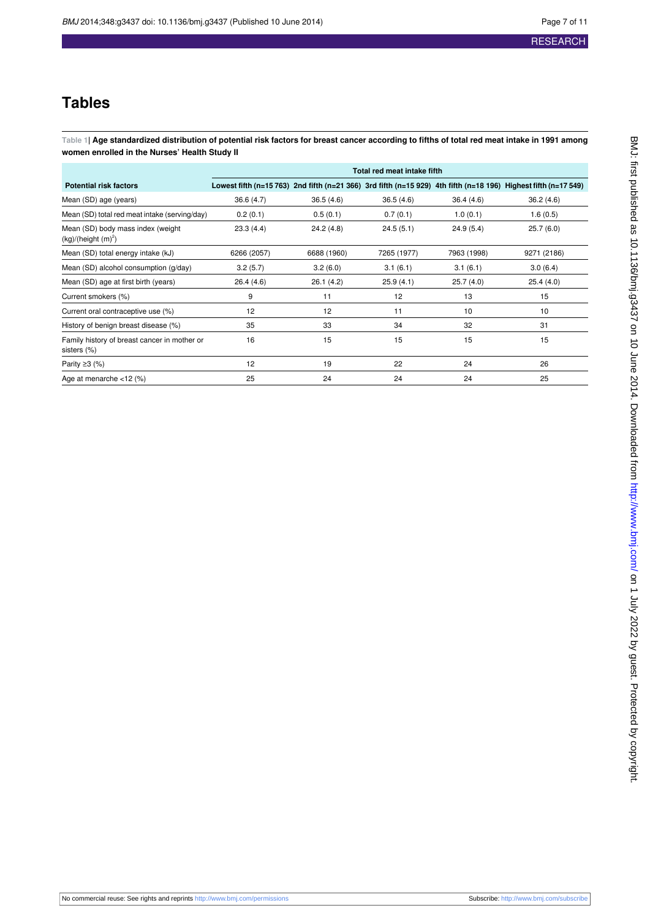## Tables

**Table 1| Age standardized distribution of potential risk factors for breast cancer according to fifths of total red meat intake in 1991 among women enrolled in the Nurses' Health Study II**

| | Total red meat intake fifth | | | | |
|---|---|---|---|---|---|
| **Potential risk factors** | **Lowest fifth (n=15 763)** | **2nd fifth (n=21 366)** | **3rd fifth (n=15 929)** | **4th fifth (n=18 196)** | **Highest fifth (n=17 549)** |
| Mean (SD) age (years) | 36.6 (4.7) | 36.5 (4.6) | 36.5 (4.6) | 36.4 (4.6) | 36.2 (4.6) |
| Mean (SD) total red meat intake (serving/day) | 0.2 (0.1) | 0.5 (0.1) | 0.7 (0.1) | 1.0 (0.1) | 1.6 (0.5) |
| Mean (SD) body mass index (weight (kg)/(height (m)$^2$) | 23.3 (4.4) | 24.2 (4.8) | 24.5 (5.1) | 24.9 (5.4) | 25.7 (6.0) |
| Mean (SD) total energy intake (kJ) | 6266 (2057) | 6688 (1960) | 7265 (1977) | 7963 (1998) | 9271 (2186) |
| Mean (SD) alcohol consumption (g/day) | 3.2 (5.7) | 3.2 (6.0) | 3.1 (6.1) | 3.1 (6.1) | 3.0 (6.4) |
| Mean (SD) age at first birth (years) | 26.4 (4.6) | 26.1 (4.2) | 25.9 (4.1) | 25.7 (4.0) | 25.4 (4.0) |
| Current smokers (%) | 9 | 11 | 12 | 13 | 15 |
| Current oral contraceptive use (%) | 12 | 12 | 11 | 10 | 10 |
| History of benign breast disease (%) | 35 | 33 | 34 | 32 | 31 |
| Family history of breast cancer in mother or sisters (%) | 16 | 15 | 15 | 15 | 15 |
| Parity ≥3 (%) | 12 | 19 | 22 | 24 | 26 |
| Age at menarche <12 (%) | 25 | 24 | 24 | 24 | 25 |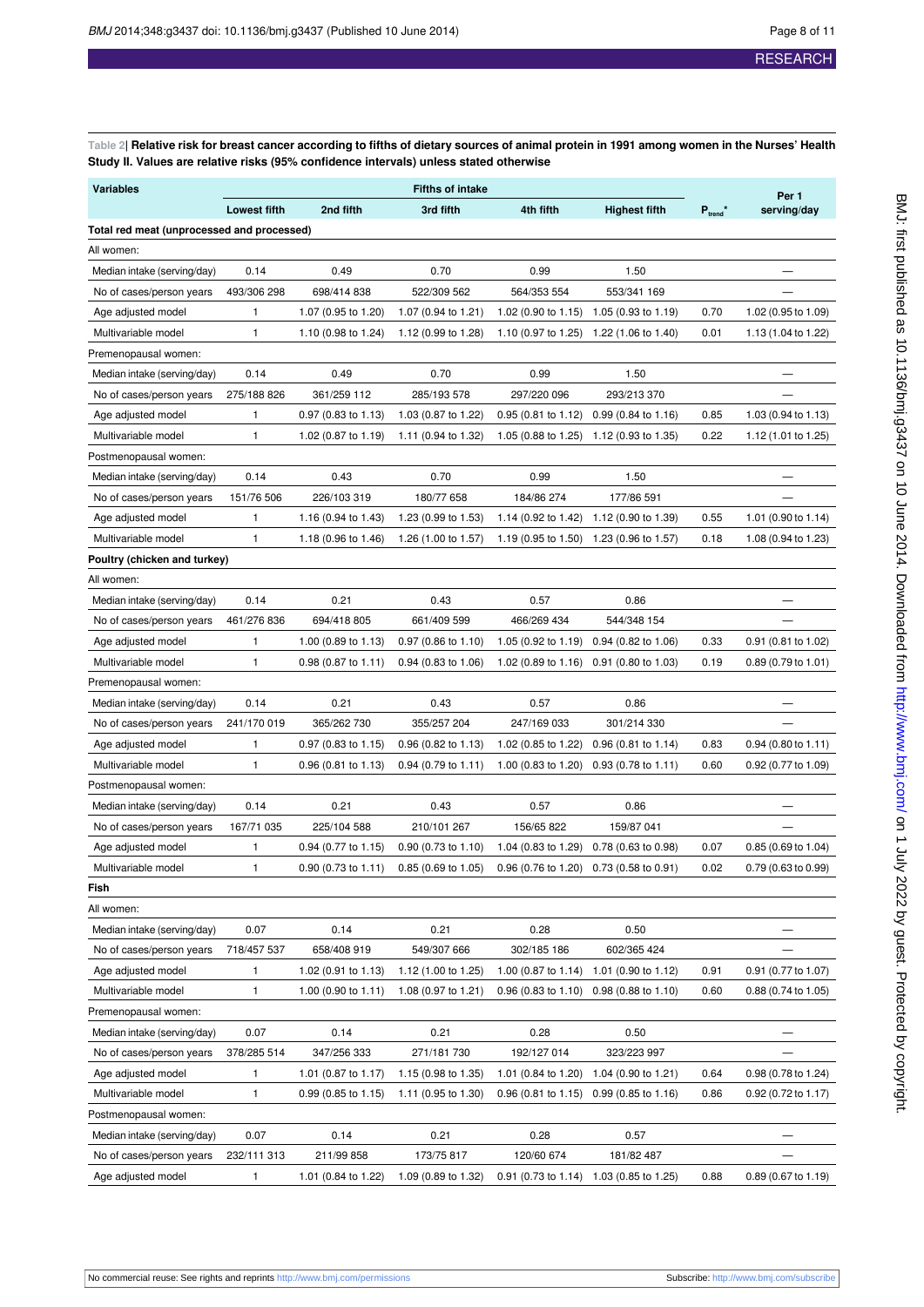**Table 2| Relative risk for breast cancer according to fifths of dietary sources of animal protein in 1991 among women in the Nurses' Health Study II. Values are relative risks (95% confidence intervals) unless stated otherwise**

| Variables | Fifths of intake | | | | | $P_{trend}$* | Per 1 serving/day |
|---|---|---|---|---|---|---|---|
| | Lowest fifth | 2nd fifth | 3rd fifth | 4th fifth | Highest fifth | | |
| **Total red meat (unprocessed and processed)** | | | | | | | |
| All women: | | | | | | | |
| Median intake (serving/day) | 0.14 | 0.49 | 0.70 | 0.99 | 1.50 | | — |
| No of cases/person years | 493/306 298 | 698/414 838 | 522/309 562 | 564/353 554 | 553/341 169 | | — |
| Age adjusted model | 1 | 1.07 (0.95 to 1.20) | 1.07 (0.94 to 1.21) | 1.02 (0.90 to 1.15) | 1.05 (0.93 to 1.19) | 0.70 | 1.02 (0.95 to 1.09) |
| Multivariable model | 1 | 1.10 (0.98 to 1.24) | 1.12 (0.99 to 1.28) | 1.10 (0.97 to 1.25) | 1.22 (1.06 to 1.40) | 0.01 | 1.13 (1.04 to 1.22) |
| Premenopausal women: | | | | | | | |
| Median intake (serving/day) | 0.14 | 0.49 | 0.70 | 0.99 | 1.50 | | — |
| No of cases/person years | 275/188 826 | 361/259 112 | 285/193 578 | 297/220 096 | 293/213 370 | | — |
| Age adjusted model | 1 | 0.97 (0.83 to 1.13) | 1.03 (0.87 to 1.22) | 0.95 (0.81 to 1.12) | 0.99 (0.84 to 1.16) | 0.85 | 1.03 (0.94 to 1.13) |
| Multivariable model | 1 | 1.02 (0.87 to 1.19) | 1.11 (0.94 to 1.32) | 1.05 (0.88 to 1.25) | 1.12 (0.93 to 1.35) | 0.22 | 1.12 (1.01 to 1.25) |
| Postmenopausal women: | | | | | | | |
| Median intake (serving/day) | 0.14 | 0.43 | 0.70 | 0.99 | 1.50 | | — |
| No of cases/person years | 151/76 506 | 226/103 319 | 180/77 658 | 184/86 274 | 177/86 591 | | — |
| Age adjusted model | 1 | 1.16 (0.94 to 1.43) | 1.23 (0.99 to 1.53) | 1.14 (0.92 to 1.42) | 1.12 (0.90 to 1.39) | 0.55 | 1.01 (0.90 to 1.14) |
| Multivariable model | 1 | 1.18 (0.96 to 1.46) | 1.26 (1.00 to 1.57) | 1.19 (0.95 to 1.50) | 1.23 (0.96 to 1.57) | 0.18 | 1.08 (0.94 to 1.23) |
| **Poultry (chicken and turkey)** | | | | | | | |
| All women: | | | | | | | |
| Median intake (serving/day) | 0.14 | 0.21 | 0.43 | 0.57 | 0.86 | | — |
| No of cases/person years | 461/276 836 | 694/418 805 | 661/409 599 | 466/269 434 | 544/348 154 | | — |
| Age adjusted model | 1 | 1.00 (0.89 to 1.13) | 0.97 (0.86 to 1.10) | 1.05 (0.92 to 1.19) | 0.94 (0.82 to 1.06) | 0.33 | 0.91 (0.81 to 1.02) |
| Multivariable model | 1 | 0.98 (0.87 to 1.11) | 0.94 (0.83 to 1.06) | 1.02 (0.89 to 1.16) | 0.91 (0.80 to 1.03) | 0.19 | 0.89 (0.79 to 1.01) |
| Premenopausal women: | | | | | | | |
| Median intake (serving/day) | 0.14 | 0.21 | 0.43 | 0.57 | 0.86 | | — |
| No of cases/person years | 241/170 019 | 365/262 730 | 355/257 204 | 247/169 033 | 301/214 330 | | — |
| Age adjusted model | 1 | 0.97 (0.83 to 1.15) | 0.96 (0.82 to 1.13) | 1.02 (0.85 to 1.22) | 0.96 (0.81 to 1.14) | 0.83 | 0.94 (0.80 to 1.11) |
| Multivariable model | 1 | 0.96 (0.81 to 1.13) | 0.94 (0.79 to 1.11) | 1.00 (0.83 to 1.20) | 0.93 (0.78 to 1.11) | 0.60 | 0.92 (0.77 to 1.09) |
| Postmenopausal women: | | | | | | | |
| Median intake (serving/day) | 0.14 | 0.21 | 0.43 | 0.57 | 0.86 | | — |
| No of cases/person years | 167/71 035 | 225/104 588 | 210/101 267 | 156/65 822 | 159/87 041 | | — |
| Age adjusted model | 1 | 0.94 (0.77 to 1.15) | 0.90 (0.73 to 1.10) | 1.04 (0.83 to 1.29) | 0.78 (0.63 to 0.98) | 0.07 | 0.85 (0.69 to 1.04) |
| Multivariable model | 1 | 0.90 (0.73 to 1.11) | 0.85 (0.69 to 1.05) | 0.96 (0.76 to 1.20) | 0.73 (0.58 to 0.91) | 0.02 | 0.79 (0.63 to 0.99) |
| **Fish** | | | | | | | |
| All women: | | | | | | | |
| Median intake (serving/day) | 0.07 | 0.14 | 0.21 | 0.28 | 0.50 | | — |
| No of cases/person years | 718/457 537 | 658/408 919 | 549/307 666 | 302/185 186 | 602/365 424 | | — |
| Age adjusted model | 1 | 1.02 (0.91 to 1.13) | 1.12 (1.00 to 1.25) | 1.00 (0.87 to 1.14) | 1.01 (0.90 to 1.12) | 0.91 | 0.91 (0.77 to 1.07) |
| Multivariable model | 1 | 1.00 (0.90 to 1.11) | 1.08 (0.97 to 1.21) | 0.96 (0.83 to 1.10) | 0.98 (0.88 to 1.10) | 0.60 | 0.88 (0.74 to 1.05) |
| Premenopausal women: | | | | | | | |
| Median intake (serving/day) | 0.07 | 0.14 | 0.21 | 0.28 | 0.50 | | — |
| No of cases/person years | 378/285 514 | 347/256 333 | 271/181 730 | 192/127 014 | 323/223 997 | | — |
| Age adjusted model | 1 | 1.01 (0.87 to 1.17) | 1.15 (0.98 to 1.35) | 1.01 (0.84 to 1.20) | 1.04 (0.90 to 1.21) | 0.64 | 0.98 (0.78 to 1.24) |
| Multivariable model | 1 | 0.99 (0.85 to 1.15) | 1.11 (0.95 to 1.30) | 0.96 (0.81 to 1.15) | 0.99 (0.85 to 1.16) | 0.86 | 0.92 (0.72 to 1.17) |
| Postmenopausal women: | | | | | | | |
| Median intake (serving/day) | 0.07 | 0.14 | 0.21 | 0.28 | 0.57 | | — |
| No of cases/person years | 232/111 313 | 211/99 858 | 173/75 817 | 120/60 674 | 181/82 487 | | — |
| Age adjusted model | 1 | 1.01 (0.84 to 1.22) | 1.09 (0.89 to 1.32) | 0.91 (0.73 to 1.14) | 1.03 (0.85 to 1.25) | 0.88 | 0.89 (0.67 to 1.19) |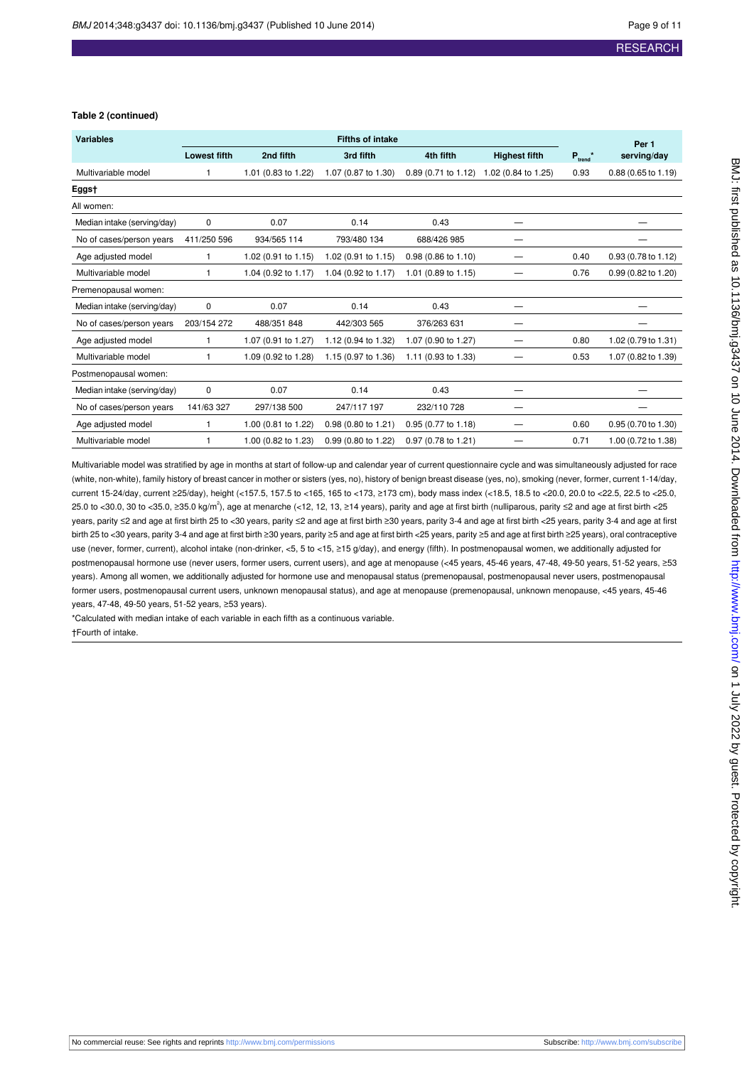**Table 2 (continued)**

| Variables | Fifths of intake | | | | | $P_{trend}$* | Per 1 serving/day |
|---|---|---|---|---|---|---|---|
| | Lowest fifth | 2nd fifth | 3rd fifth | 4th fifth | Highest fifth | | |
| Multivariable model | 1 | 1.01 (0.83 to 1.22) | 1.07 (0.87 to 1.30) | 0.89 (0.71 to 1.12) | 1.02 (0.84 to 1.25) | 0.93 | 0.88 (0.65 to 1.19) |
| **Eggs†** | | | | | | | |
| All women: | | | | | | | |
| Median intake (serving/day) | 0 | 0.07 | 0.14 | 0.43 | — | | — |
| No of cases/person years | 411/250 596 | 934/565 114 | 793/480 134 | 688/426 985 | — | | — |
| Age adjusted model | 1 | 1.02 (0.91 to 1.15) | 1.02 (0.91 to 1.15) | 0.98 (0.86 to 1.10) | — | 0.40 | 0.93 (0.78 to 1.12) |
| Multivariable model | 1 | 1.04 (0.92 to 1.17) | 1.04 (0.92 to 1.17) | 1.01 (0.89 to 1.15) | — | 0.76 | 0.99 (0.82 to 1.20) |
| Premenopausal women: | | | | | | | |
| Median intake (serving/day) | 0 | 0.07 | 0.14 | 0.43 | — | | — |
| No of cases/person years | 203/154 272 | 488/351 848 | 442/303 565 | 376/263 631 | — | | — |
| Age adjusted model | 1 | 1.07 (0.91 to 1.27) | 1.12 (0.94 to 1.32) | 1.07 (0.90 to 1.27) | — | 0.80 | 1.02 (0.79 to 1.31) |
| Multivariable model | 1 | 1.09 (0.92 to 1.28) | 1.15 (0.97 to 1.36) | 1.11 (0.93 to 1.33) | — | 0.53 | 1.07 (0.82 to 1.39) |
| Postmenopausal women: | | | | | | | |
| Median intake (serving/day) | 0 | 0.07 | 0.14 | 0.43 | — | | — |
| No of cases/person years | 141/63 327 | 297/138 500 | 247/117 197 | 232/110 728 | — | | — |
| Age adjusted model | 1 | 1.00 (0.81 to 1.22) | 0.98 (0.80 to 1.21) | 0.95 (0.77 to 1.18) | — | 0.60 | 0.95 (0.70 to 1.30) |
| Multivariable model | 1 | 1.00 (0.82 to 1.23) | 0.99 (0.80 to 1.22) | 0.97 (0.78 to 1.21) | — | 0.71 | 1.00 (0.72 to 1.38) |

Multivariable model was stratified by age in months at start of follow-up and calendar year of current questionnaire cycle and was simultaneously adjusted for race (white, non-white), family history of breast cancer in mother or sisters (yes, no), history of benign breast disease (yes, no), smoking (never, former, current 1-14/day, current 15-24/day, current ≥25/day), height (<157.5, 157.5 to <165, 165 to <173, ≥173 cm), body mass index (<18.5, 18.5 to <20.0, 20.0 to <22.5, 22.5 to <25.0, 25.0 to <30.0, 30 to <35.0, ≥35.0 kg/m$^2$), age at menarche (<12, 12, 13, ≥14 years), parity and age at first birth (nulliparous, parity ≤2 and age at first birth <25 years, parity ≤2 and age at first birth 25 to <30 years, parity ≤2 and age at first birth ≥30 years, parity 3-4 and age at first birth <25 years, parity 3-4 and age at first birth 25 to <30 years, parity 3-4 and age at first birth ≥30 years, parity ≥5 and age at first birth <25 years, parity ≥5 and age at first birth ≥25 years), oral contraceptive use (never, former, current), alcohol intake (non-drinker, <5, 5 to <15, ≥15 g/day), and energy (fifth). In postmenopausal women, we additionally adjusted for postmenopausal hormone use (never users, former users, current users), and age at menopause (<45 years, 45-46 years, 47-48, 49-50 years, 51-52 years, ≥53 years). Among all women, we additionally adjusted for hormone use and menopausal status (premenopausal, postmenopausal never users, postmenopausal former users, postmenopausal current users, unknown menopausal status), and age at menopause (premenopausal, unknown menopause, <45 years, 45-46 years, 47-48, 49-50 years, 51-52 years, ≥53 years).

*Calculated with median intake of each variable in each fifth as a continuous variable.

†Fourth of intake.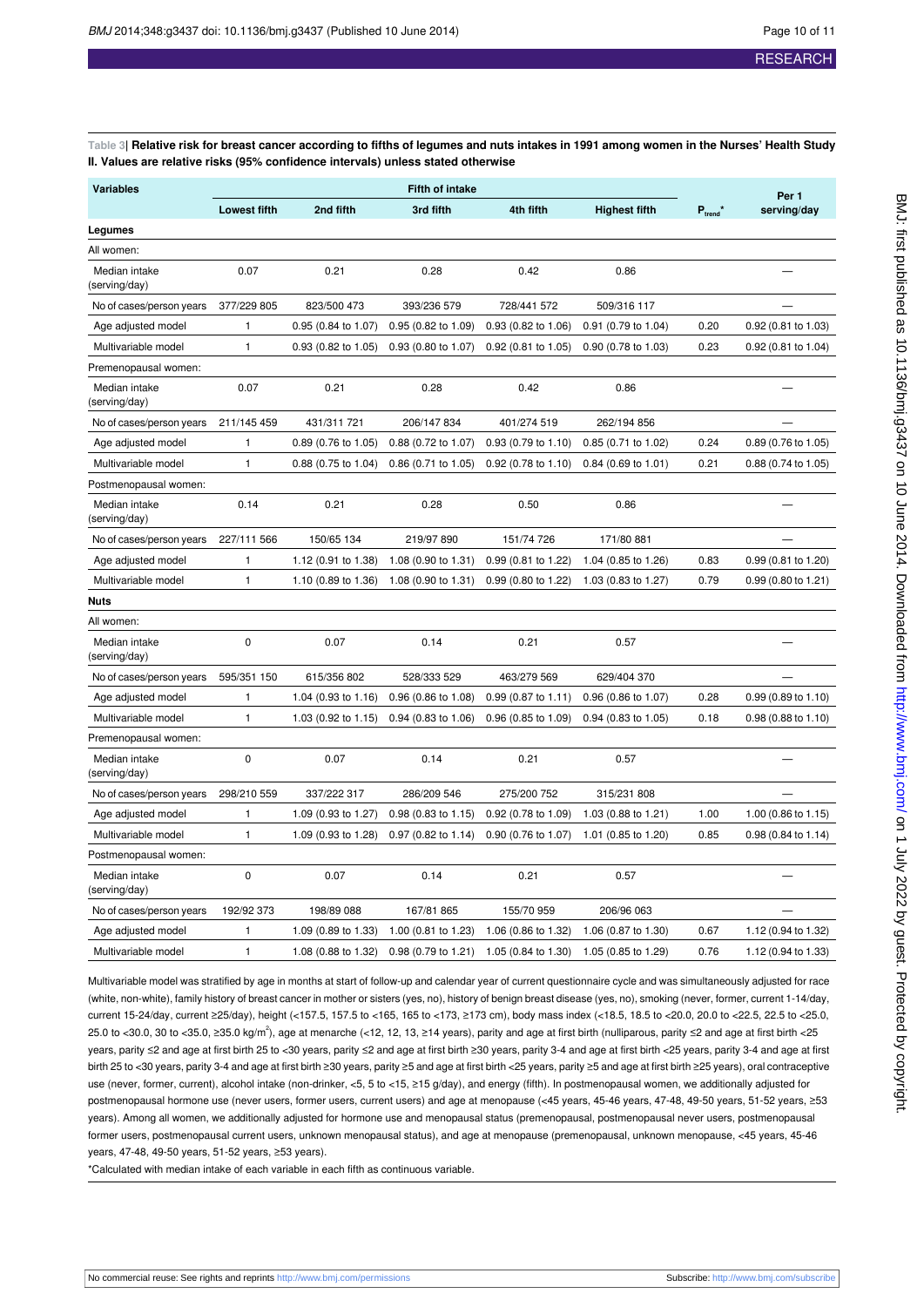**Table 3| Relative risk for breast cancer according to fifths of legumes and nuts intakes in 1991 among women in the Nurses' Health Study II. Values are relative risks (95% confidence intervals) unless stated otherwise**

| Variables | Fifth of intake | | | | | $P_{trend}$* | Per 1 serving/day |
|---|---|---|---|---|---|---|---|
| | Lowest fifth | 2nd fifth | 3rd fifth | 4th fifth | Highest fifth | | |
| **Legumes** | | | | | | | |
| All women: | | | | | | | |
| Median intake (serving/day) | 0.07 | 0.21 | 0.28 | 0.42 | 0.86 | | — |
| No of cases/person years | 377/229 805 | 823/500 473 | 393/236 579 | 728/441 572 | 509/316 117 | | — |
| Age adjusted model | 1 | 0.95 (0.84 to 1.07) | 0.95 (0.82 to 1.09) | 0.93 (0.82 to 1.06) | 0.91 (0.79 to 1.04) | 0.20 | 0.92 (0.81 to 1.03) |
| Multivariable model | 1 | 0.93 (0.82 to 1.05) | 0.93 (0.80 to 1.07) | 0.92 (0.81 to 1.05) | 0.90 (0.78 to 1.03) | 0.23 | 0.92 (0.81 to 1.04) |
| Premenopausal women: | | | | | | | |
| Median intake (serving/day) | 0.07 | 0.21 | 0.28 | 0.42 | 0.86 | | — |
| No of cases/person years | 211/145 459 | 431/311 721 | 206/147 834 | 401/274 519 | 262/194 856 | | — |
| Age adjusted model | 1 | 0.89 (0.76 to 1.05) | 0.88 (0.72 to 1.07) | 0.93 (0.79 to 1.10) | 0.85 (0.71 to 1.02) | 0.24 | 0.89 (0.76 to 1.05) |
| Multivariable model | 1 | 0.88 (0.75 to 1.04) | 0.86 (0.71 to 1.05) | 0.92 (0.78 to 1.10) | 0.84 (0.69 to 1.01) | 0.21 | 0.88 (0.74 to 1.05) |
| Postmenopausal women: | | | | | | | |
| Median intake (serving/day) | 0.14 | 0.21 | 0.28 | 0.50 | 0.86 | | — |
| No of cases/person years | 227/111 566 | 150/65 134 | 219/97 890 | 151/74 726 | 171/80 881 | | — |
| Age adjusted model | 1 | 1.12 (0.91 to 1.38) | 1.08 (0.90 to 1.31) | 0.99 (0.81 to 1.22) | 1.04 (0.85 to 1.26) | 0.83 | 0.99 (0.81 to 1.20) |
| Multivariable model | 1 | 1.10 (0.89 to 1.36) | 1.08 (0.90 to 1.31) | 0.99 (0.80 to 1.22) | 1.03 (0.83 to 1.27) | 0.79 | 0.99 (0.80 to 1.21) |
| **Nuts** | | | | | | | |
| All women: | | | | | | | |
| Median intake (serving/day) | 0 | 0.07 | 0.14 | 0.21 | 0.57 | | — |
| No of cases/person years | 595/351 150 | 615/356 802 | 528/333 529 | 463/279 569 | 629/404 370 | | — |
| Age adjusted model | 1 | 1.04 (0.93 to 1.16) | 0.96 (0.86 to 1.08) | 0.99 (0.87 to 1.11) | 0.96 (0.86 to 1.07) | 0.28 | 0.99 (0.89 to 1.10) |
| Multivariable model | 1 | 1.03 (0.92 to 1.15) | 0.94 (0.83 to 1.06) | 0.96 (0.85 to 1.09) | 0.94 (0.83 to 1.05) | 0.18 | 0.98 (0.88 to 1.10) |
| Premenopausal women: | | | | | | | |
| Median intake (serving/day) | 0 | 0.07 | 0.14 | 0.21 | 0.57 | | — |
| No of cases/person years | 298/210 559 | 337/222 317 | 286/209 546 | 275/200 752 | 315/231 808 | | — |
| Age adjusted model | 1 | 1.09 (0.93 to 1.27) | 0.98 (0.83 to 1.15) | 0.92 (0.78 to 1.09) | 1.03 (0.88 to 1.21) | 1.00 | 1.00 (0.86 to 1.15) |
| Multivariable model | 1 | 1.09 (0.93 to 1.28) | 0.97 (0.82 to 1.14) | 0.90 (0.76 to 1.07) | 1.01 (0.85 to 1.20) | 0.85 | 0.98 (0.84 to 1.14) |
| Postmenopausal women: | | | | | | | |
| Median intake (serving/day) | 0 | 0.07 | 0.14 | 0.21 | 0.57 | | — |
| No of cases/person years | 192/92 373 | 198/89 088 | 167/81 865 | 155/70 959 | 206/96 063 | | — |
| Age adjusted model | 1 | 1.09 (0.89 to 1.33) | 1.00 (0.81 to 1.23) | 1.06 (0.86 to 1.32) | 1.06 (0.87 to 1.30) | 0.67 | 1.12 (0.94 to 1.32) |
| Multivariable model | 1 | 1.08 (0.88 to 1.32) | 0.98 (0.79 to 1.21) | 1.05 (0.84 to 1.30) | 1.05 (0.85 to 1.29) | 0.76 | 1.12 (0.94 to 1.33) |

Multivariable model was stratified by age in months at start of follow-up and calendar year of current questionnaire cycle and was simultaneously adjusted for race (white, non-white), family history of breast cancer in mother or sisters (yes, no), history of benign breast disease (yes, no), smoking (never, former, current 1-14/day, current 15-24/day, current ≥25/day), height (<157.5, 157.5 to <165, 165 to <173, ≥173 cm), body mass index (<18.5, 18.5 to <20.0, 20.0 to <22.5, 22.5 to <25.0, 25.0 to <30.0, 30 to <35.0, ≥35.0 kg/m$^2$), age at menarche (<12, 12, 13, ≥14 years), parity and age at first birth (nulliparous, parity ≤2 and age at first birth <25 years, parity ≤2 and age at first birth 25 to <30 years, parity ≤2 and age at first birth ≥30 years, parity 3-4 and age at first birth <25 years, parity 3-4 and age at first birth 25 to <30 years, parity 3-4 and age at first birth ≥30 years, parity ≥5 and age at first birth <25 years, parity ≥5 and age at first birth ≥25 years), oral contraceptive use (never, former, current), alcohol intake (non-drinker, <5, 5 to <15, ≥15 g/day), and energy (fifth). In postmenopausal women, we additionally adjusted for postmenopausal hormone use (never users, former users, current users) and age at menopause (<45 years, 45-46 years, 47-48, 49-50 years, 51-52 years, ≥53 years). Among all women, we additionally adjusted for hormone use and menopausal status (premenopausal, postmenopausal never users, postmenopausal former users, postmenopausal current users, unknown menopausal status), and age at menopause (premenopausal, unknown menopause, <45 years, 45-46 years, 47-48, 49-50 years, 51-52 years, ≥53 years).

*Calculated with median intake of each variable in each fifth as continuous variable.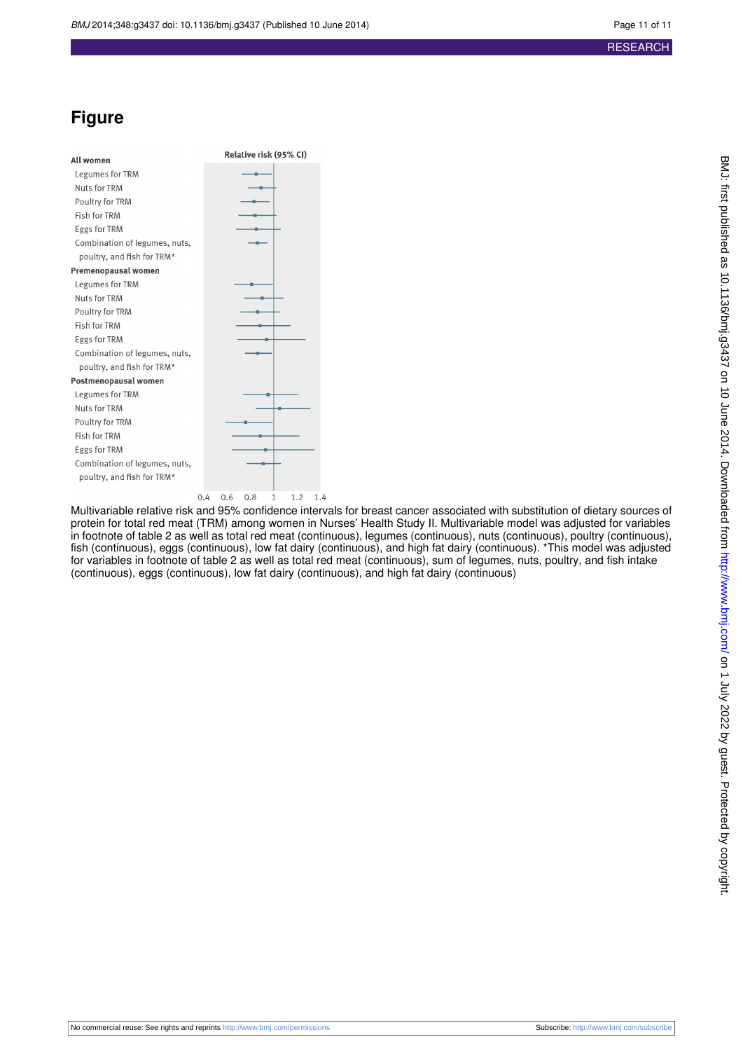## Figure

Relative risk (95% CI)

All women

Legumes for TRM

Nuts for TRM

Poultry for TRM

Fish for TRM

Eggs for TRM

Combination of legumes, nuts, poultry, and fish for TRM*

Premenopausal women

Legumes for TRM

Nuts for TRM

Poultry for TRM

Fish for TRM

Eggs for TRM

Combination of legumes, nuts, poultry, and fish for TRM*

Postmenopausal women

Legumes for TRM

Nuts for TRM

Poultry for TRM

Fish for TRM

Eggs for TRM

Combination of legumes, nuts, poultry, and fish for TRM*

0.4 0.6 0.8 1 1.2 1.4

Multivariable relative risk and 95% confidence intervals for breast cancer associated with substitution of dietary sources of protein for total red meat (TRM) among women in Nurses' Health Study II. Multivariable model was adjusted for variables in footnote of table 2 as well as total red meat (continuous), legumes (continuous), nuts (continuous), poultry (continuous), fish (continuous), eggs (continuous), low fat dairy (continuous), and high fat dairy (continuous). *This model was adjusted for variables in footnote of table 2 as well as total red meat (continuous), sum of legumes, nuts, poultry, and fish intake (continuous), eggs (continuous), low fat dairy (continuous), and high fat dairy (continuous)